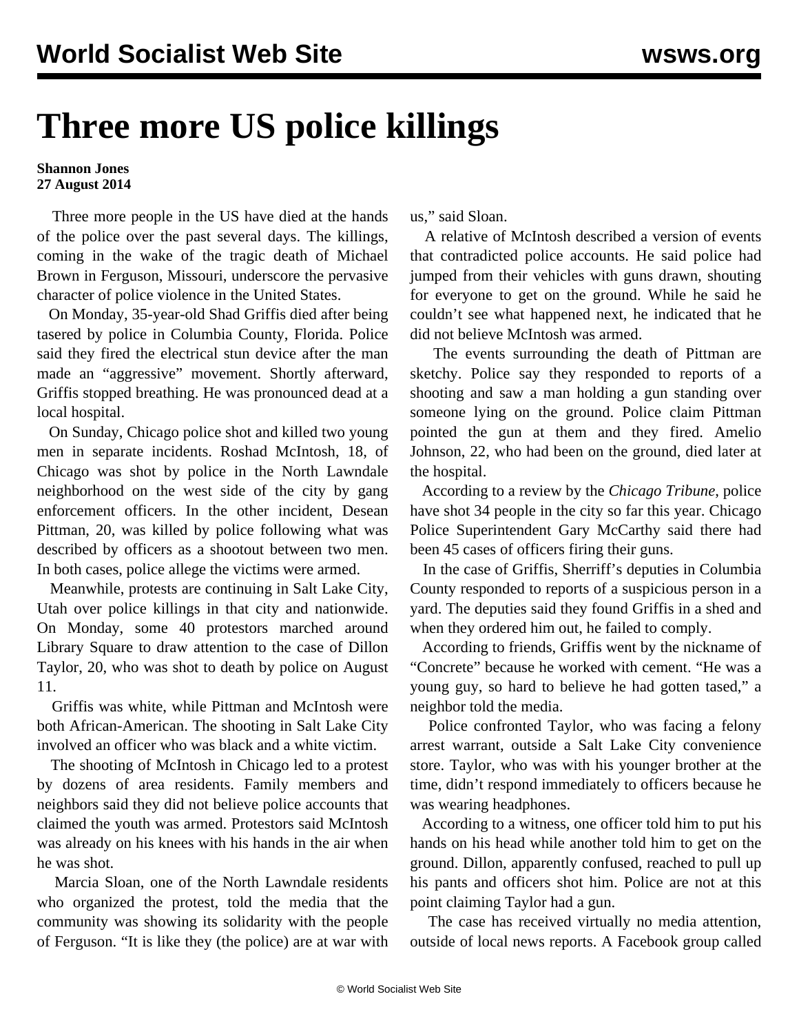# Three more US police killings

**Shannon Jones**
**27 August 2014**

Three more people in the US have died at the hands of the police over the past several days. The killings, coming in the wake of the tragic death of Michael Brown in Ferguson, Missouri, underscore the pervasive character of police violence in the United States.

On Monday, 35-year-old Shad Griffis died after being tasered by police in Columbia County, Florida. Police said they fired the electrical stun device after the man made an "aggressive" movement. Shortly afterward, Griffis stopped breathing. He was pronounced dead at a local hospital.

On Sunday, Chicago police shot and killed two young men in separate incidents. Roshad McIntosh, 18, of Chicago was shot by police in the North Lawndale neighborhood on the west side of the city by gang enforcement officers. In the other incident, Desean Pittman, 20, was killed by police following what was described by officers as a shootout between two men. In both cases, police allege the victims were armed.

Meanwhile, protests are continuing in Salt Lake City, Utah over police killings in that city and nationwide. On Monday, some 40 protestors marched around Library Square to draw attention to the case of Dillon Taylor, 20, who was shot to death by police on August 11.

Griffis was white, while Pittman and McIntosh were both African-American. The shooting in Salt Lake City involved an officer who was black and a white victim.

The shooting of McIntosh in Chicago led to a protest by dozens of area residents. Family members and neighbors said they did not believe police accounts that claimed the youth was armed. Protestors said McIntosh was already on his knees with his hands in the air when he was shot.

Marcia Sloan, one of the North Lawndale residents who organized the protest, told the media that the community was showing its solidarity with the people of Ferguson. "It is like they (the police) are at war with us," said Sloan.

A relative of McIntosh described a version of events that contradicted police accounts. He said police had jumped from their vehicles with guns drawn, shouting for everyone to get on the ground. While he said he couldn't see what happened next, he indicated that he did not believe McIntosh was armed.

The events surrounding the death of Pittman are sketchy. Police say they responded to reports of a shooting and saw a man holding a gun standing over someone lying on the ground. Police claim Pittman pointed the gun at them and they fired. Amelio Johnson, 22, who had been on the ground, died later at the hospital.

According to a review by the *Chicago Tribune*, police have shot 34 people in the city so far this year. Chicago Police Superintendent Gary McCarthy said there had been 45 cases of officers firing their guns.

In the case of Griffis, Sherriff's deputies in Columbia County responded to reports of a suspicious person in a yard. The deputies said they found Griffis in a shed and when they ordered him out, he failed to comply.

According to friends, Griffis went by the nickname of "Concrete" because he worked with cement. "He was a young guy, so hard to believe he had gotten tased," a neighbor told the media.

Police confronted Taylor, who was facing a felony arrest warrant, outside a Salt Lake City convenience store. Taylor, who was with his younger brother at the time, didn't respond immediately to officers because he was wearing headphones.

According to a witness, one officer told him to put his hands on his head while another told him to get on the ground. Dillon, apparently confused, reached to pull up his pants and officers shot him. Police are not at this point claiming Taylor had a gun.

The case has received virtually no media attention, outside of local news reports. A Facebook group called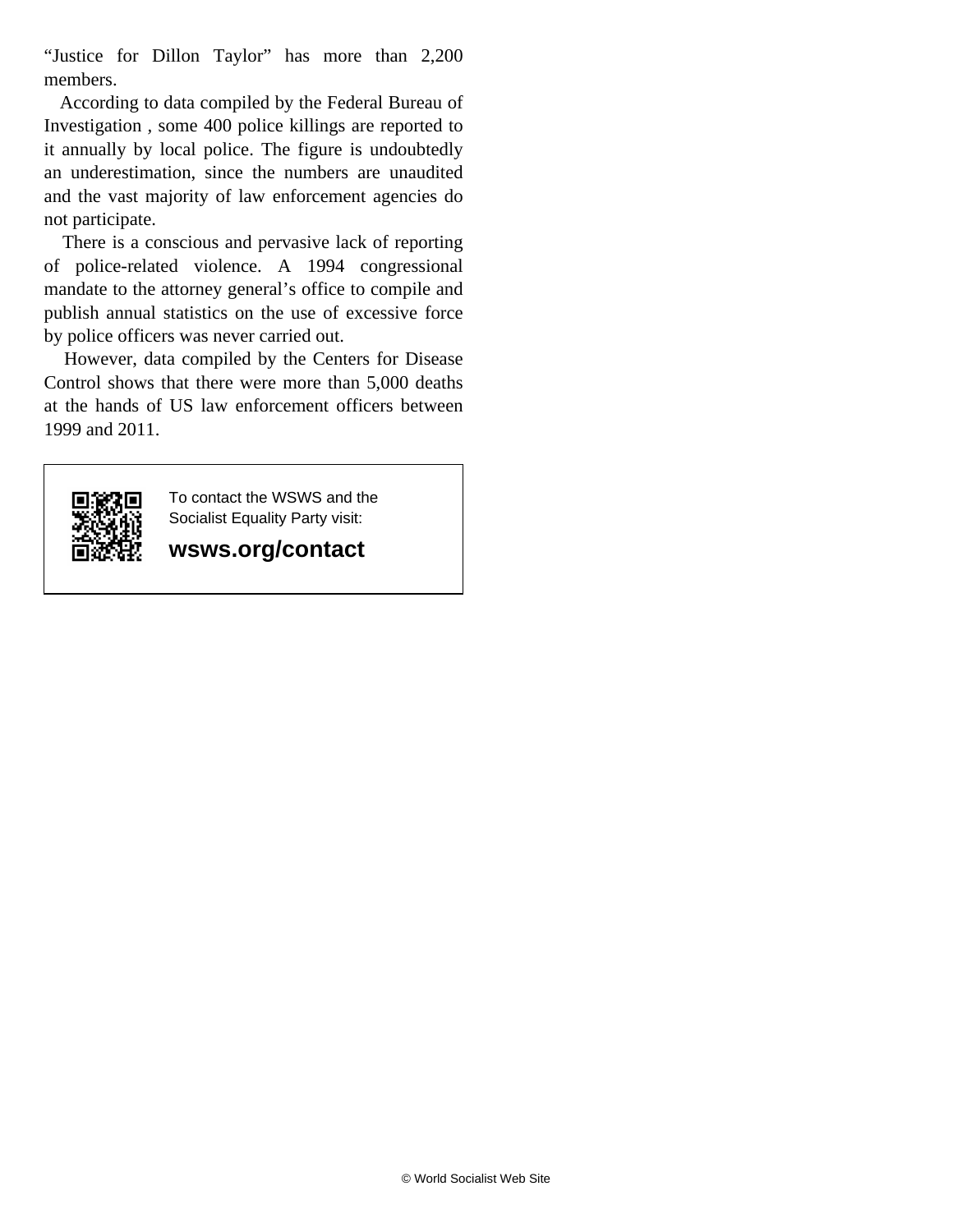"Justice for Dillon Taylor" has more than 2,200 members.

According to data compiled by the Federal Bureau of Investigation , some 400 police killings are reported to it annually by local police. The figure is undoubtedly an underestimation, since the numbers are unaudited and the vast majority of law enforcement agencies do not participate.

There is a conscious and pervasive lack of reporting of police-related violence. A 1994 congressional mandate to the attorney general's office to compile and publish annual statistics on the use of excessive force by police officers was never carried out.

However, data compiled by the Centers for Disease Control shows that there were more than 5,000 deaths at the hands of US law enforcement officers between 1999 and 2011.

To contact the WSWS and the Socialist Equality Party visit:

**wsws.org/contact**